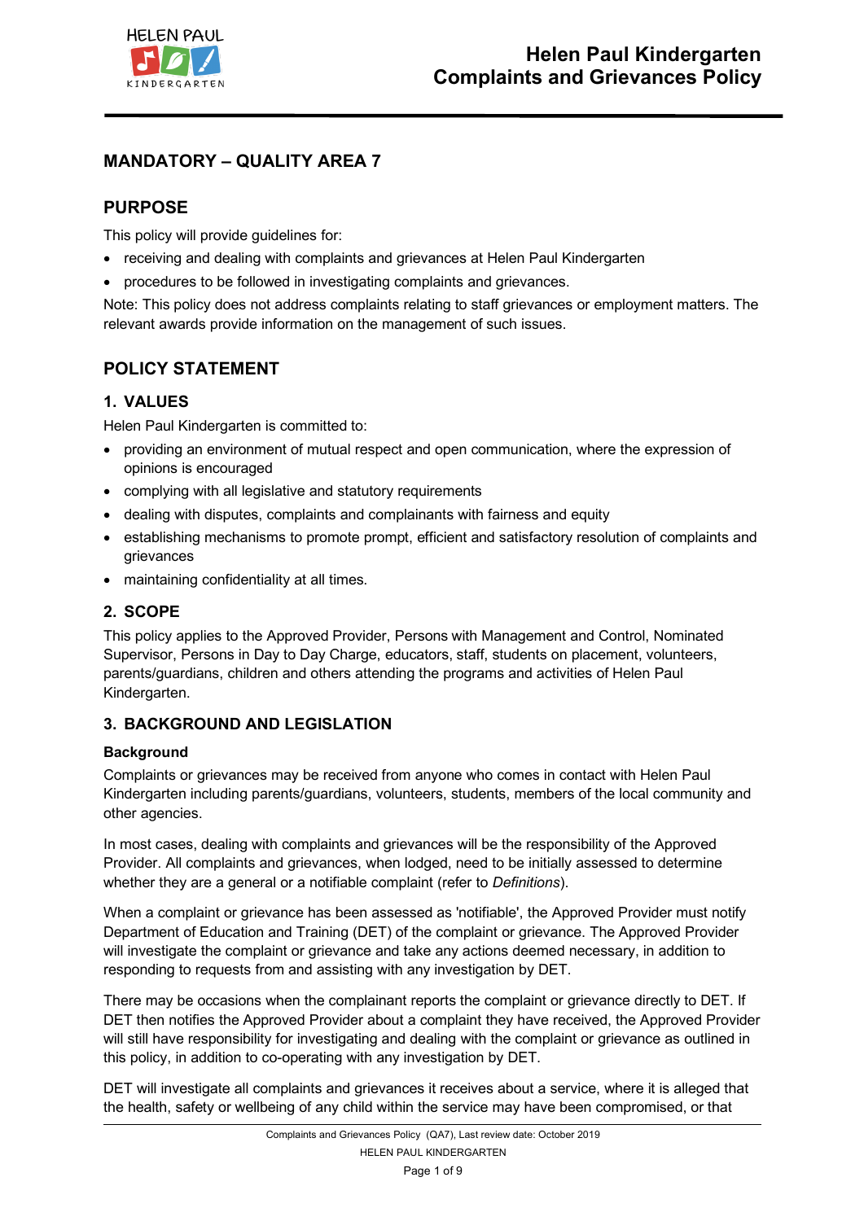# Helen Paul Kindergarten Complaints and Grievances Policy

## MANDATORY – QUALITY AREA 7

## PURPOSE

This policy will provide guidelines for:

- receiving and dealing with complaints and grievances at Helen Paul Kindergarten
- procedures to be followed in investigating complaints and grievances.

Note: This policy does not address complaints relating to staff grievances or employment matters. The relevant awards provide information on the management of such issues.

## POLICY STATEMENT

### 1. VALUES

Helen Paul Kindergarten is committed to:

- providing an environment of mutual respect and open communication, where the expression of opinions is encouraged
- complying with all legislative and statutory requirements
- dealing with disputes, complaints and complainants with fairness and equity
- establishing mechanisms to promote prompt, efficient and satisfactory resolution of complaints and grievances
- maintaining confidentiality at all times.

### 2. SCOPE

This policy applies to the Approved Provider, Persons with Management and Control, Nominated Supervisor, Persons in Day to Day Charge, educators, staff, students on placement, volunteers, parents/guardians, children and others attending the programs and activities of Helen Paul Kindergarten.

### 3. BACKGROUND AND LEGISLATION

**Background**

Complaints or grievances may be received from anyone who comes in contact with Helen Paul Kindergarten including parents/guardians, volunteers, students, members of the local community and other agencies.

In most cases, dealing with complaints and grievances will be the responsibility of the Approved Provider. All complaints and grievances, when lodged, need to be initially assessed to determine whether they are a general or a notifiable complaint (refer to *Definitions*).

When a complaint or grievance has been assessed as 'notifiable', the Approved Provider must notify Department of Education and Training (DET) of the complaint or grievance. The Approved Provider will investigate the complaint or grievance and take any actions deemed necessary, in addition to responding to requests from and assisting with any investigation by DET.

There may be occasions when the complainant reports the complaint or grievance directly to DET. If DET then notifies the Approved Provider about a complaint they have received, the Approved Provider will still have responsibility for investigating and dealing with the complaint or grievance as outlined in this policy, in addition to co-operating with any investigation by DET.

DET will investigate all complaints and grievances it receives about a service, where it is alleged that the health, safety or wellbeing of any child within the service may have been compromised, or that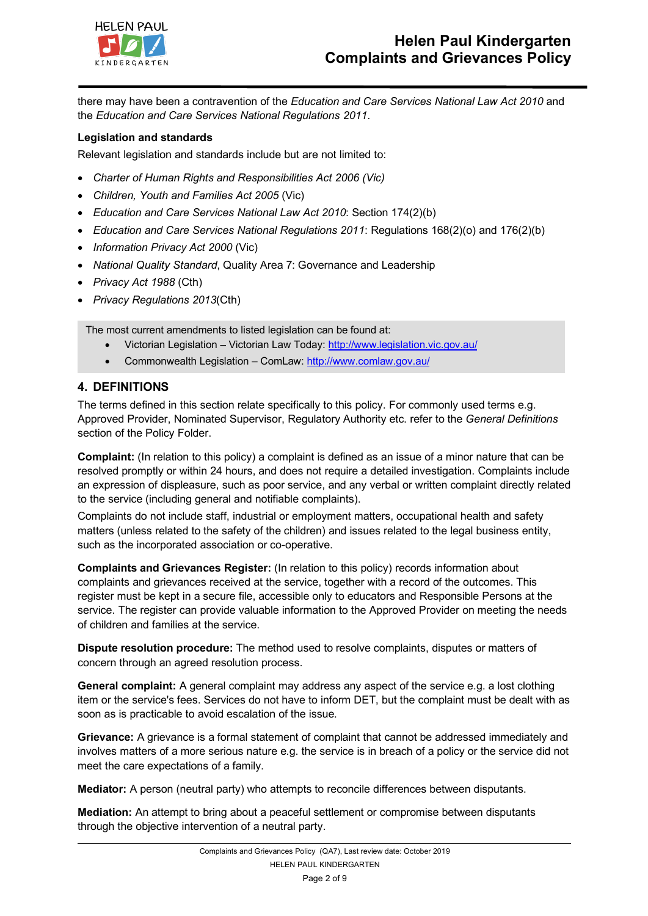there may have been a contravention of the *Education and Care Services National Law Act 2010* and the *Education and Care Services National Regulations 2011*.

**Legislation and standards**

Relevant legislation and standards include but are not limited to:

- *Charter of Human Rights and Responsibilities Act 2006 (Vic)*
- *Children, Youth and Families Act 2005* (Vic)
- *Education and Care Services National Law Act 2010*: Section 174(2)(b)
- *Education and Care Services National Regulations 2011*: Regulations 168(2)(o) and 176(2)(b)
- *Information Privacy Act 2000* (Vic)
- *National Quality Standard*, Quality Area 7: Governance and Leadership
- *Privacy Act 1988* (Cth)
- *Privacy Regulations 2013*(Cth)

The most current amendments to listed legislation can be found at:

- Victorian Legislation – Victorian Law Today: [http://www.legislation.vic.gov.au/](http://www.legislation.vic.gov.au/)
- Commonwealth Legislation – ComLaw: [http://www.comlaw.gov.au/](http://www.comlaw.gov.au/)

## 4. DEFINITIONS

The terms defined in this section relate specifically to this policy. For commonly used terms e.g. Approved Provider, Nominated Supervisor, Regulatory Authority etc. refer to the *General Definitions* section of the Policy Folder.

**Complaint:** (In relation to this policy) a complaint is defined as an issue of a minor nature that can be resolved promptly or within 24 hours, and does not require a detailed investigation. Complaints include an expression of displeasure, such as poor service, and any verbal or written complaint directly related to the service (including general and notifiable complaints).

Complaints do not include staff, industrial or employment matters, occupational health and safety matters (unless related to the safety of the children) and issues related to the legal business entity, such as the incorporated association or co-operative.

**Complaints and Grievances Register:** (In relation to this policy) records information about complaints and grievances received at the service, together with a record of the outcomes. This register must be kept in a secure file, accessible only to educators and Responsible Persons at the service. The register can provide valuable information to the Approved Provider on meeting the needs of children and families at the service.

**Dispute resolution procedure:** The method used to resolve complaints, disputes or matters of concern through an agreed resolution process.

**General complaint:** A general complaint may address any aspect of the service e.g. a lost clothing item or the service's fees. Services do not have to inform DET, but the complaint must be dealt with as soon as is practicable to avoid escalation of the issue.

**Grievance:** A grievance is a formal statement of complaint that cannot be addressed immediately and involves matters of a more serious nature e.g. the service is in breach of a policy or the service did not meet the care expectations of a family.

**Mediator:** A person (neutral party) who attempts to reconcile differences between disputants.

**Mediation:** An attempt to bring about a peaceful settlement or compromise between disputants through the objective intervention of a neutral party.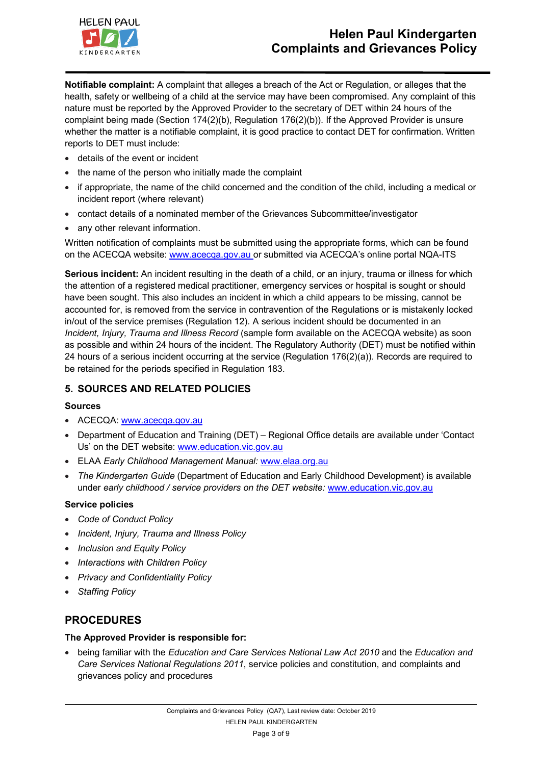**Notifiable complaint:** A complaint that alleges a breach of the Act or Regulation, or alleges that the health, safety or wellbeing of a child at the service may have been compromised. Any complaint of this nature must be reported by the Approved Provider to the secretary of DET within 24 hours of the complaint being made (Section 174(2)(b), Regulation 176(2)(b)). If the Approved Provider is unsure whether the matter is a notifiable complaint, it is good practice to contact DET for confirmation. Written reports to DET must include:

- details of the event or incident
- the name of the person who initially made the complaint
- if appropriate, the name of the child concerned and the condition of the child, including a medical or incident report (where relevant)
- contact details of a nominated member of the Grievances Subcommittee/investigator
- any other relevant information.

Written notification of complaints must be submitted using the appropriate forms, which can be found on the ACECQA website: www.acecqa.gov.au or submitted via ACECQA's online portal NQA-ITS

**Serious incident:** An incident resulting in the death of a child, or an injury, trauma or illness for which the attention of a registered medical practitioner, emergency services or hospital is sought or should have been sought. This also includes an incident in which a child appears to be missing, cannot be accounted for, is removed from the service in contravention of the Regulations or is mistakenly locked in/out of the service premises (Regulation 12). A serious incident should be documented in an *Incident, Injury, Trauma and Illness Record* (sample form available on the ACECQA website) as soon as possible and within 24 hours of the incident. The Regulatory Authority (DET) must be notified within 24 hours of a serious incident occurring at the service (Regulation 176(2)(a)). Records are required to be retained for the periods specified in Regulation 183.

## 5. SOURCES AND RELATED POLICIES

### Sources

- ACECQA: www.acecqa.gov.au
- Department of Education and Training (DET) – Regional Office details are available under 'Contact Us' on the DET website: www.education.vic.gov.au
- ELAA *Early Childhood Management Manual:* www.elaa.org.au
- *The Kindergarten Guide* (Department of Education and Early Childhood Development) is available under *early childhood / service providers on the DET website:* www.education.vic.gov.au

### Service policies

- *Code of Conduct Policy*
- *Incident, Injury, Trauma and Illness Policy*
- *Inclusion and Equity Policy*
- *Interactions with Children Policy*
- *Privacy and Confidentiality Policy*
- *Staffing Policy*

# PROCEDURES

### The Approved Provider is responsible for:

- being familiar with the *Education and Care Services National Law Act 2010* and the *Education and Care Services National Regulations 2011*, service policies and constitution, and complaints and grievances policy and procedures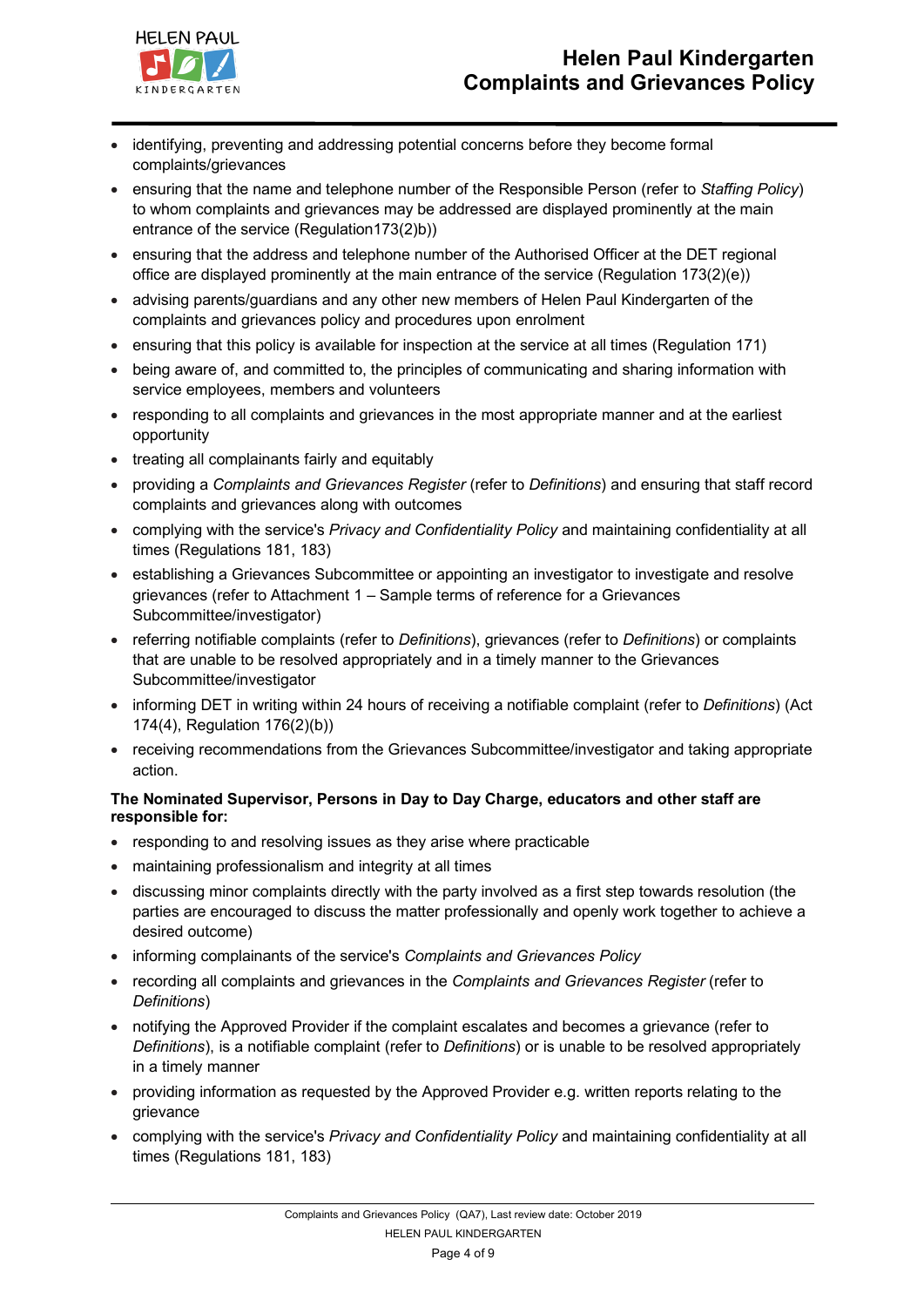- identifying, preventing and addressing potential concerns before they become formal complaints/grievances
- ensuring that the name and telephone number of the Responsible Person (refer to *Staffing Policy*) to whom complaints and grievances may be addressed are displayed prominently at the main entrance of the service (Regulation173(2)b))
- ensuring that the address and telephone number of the Authorised Officer at the DET regional office are displayed prominently at the main entrance of the service (Regulation 173(2)(e))
- advising parents/guardians and any other new members of Helen Paul Kindergarten of the complaints and grievances policy and procedures upon enrolment
- ensuring that this policy is available for inspection at the service at all times (Regulation 171)
- being aware of, and committed to, the principles of communicating and sharing information with service employees, members and volunteers
- responding to all complaints and grievances in the most appropriate manner and at the earliest opportunity
- treating all complainants fairly and equitably
- providing a *Complaints and Grievances Register* (refer to *Definitions*) and ensuring that staff record complaints and grievances along with outcomes
- complying with the service's *Privacy and Confidentiality Policy* and maintaining confidentiality at all times (Regulations 181, 183)
- establishing a Grievances Subcommittee or appointing an investigator to investigate and resolve grievances (refer to Attachment 1 – Sample terms of reference for a Grievances Subcommittee/investigator)
- referring notifiable complaints (refer to *Definitions*), grievances (refer to *Definitions*) or complaints that are unable to be resolved appropriately and in a timely manner to the Grievances Subcommittee/investigator
- informing DET in writing within 24 hours of receiving a notifiable complaint (refer to *Definitions*) (Act 174(4), Regulation 176(2)(b))
- receiving recommendations from the Grievances Subcommittee/investigator and taking appropriate action.

**The Nominated Supervisor, Persons in Day to Day Charge, educators and other staff are responsible for:**

- responding to and resolving issues as they arise where practicable
- maintaining professionalism and integrity at all times
- discussing minor complaints directly with the party involved as a first step towards resolution (the parties are encouraged to discuss the matter professionally and openly work together to achieve a desired outcome)
- informing complainants of the service's *Complaints and Grievances Policy*
- recording all complaints and grievances in the *Complaints and Grievances Register* (refer to *Definitions*)
- notifying the Approved Provider if the complaint escalates and becomes a grievance (refer to *Definitions*), is a notifiable complaint (refer to *Definitions*) or is unable to be resolved appropriately in a timely manner
- providing information as requested by the Approved Provider e.g. written reports relating to the grievance
- complying with the service's *Privacy and Confidentiality Policy* and maintaining confidentiality at all times (Regulations 181, 183)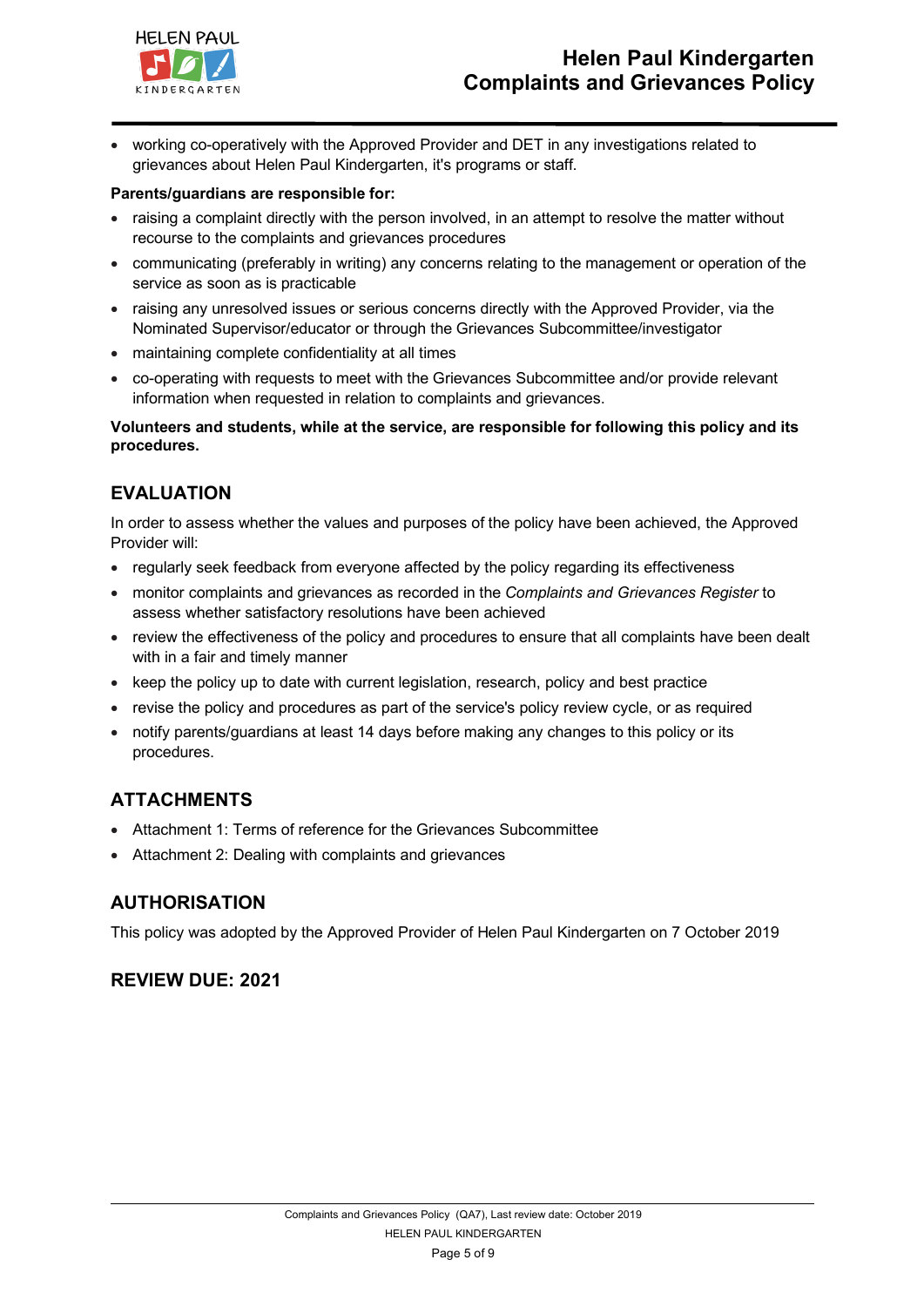- working co-operatively with the Approved Provider and DET in any investigations related to grievances about Helen Paul Kindergarten, it's programs or staff.

**Parents/guardians are responsible for:**

- raising a complaint directly with the person involved, in an attempt to resolve the matter without recourse to the complaints and grievances procedures
- communicating (preferably in writing) any concerns relating to the management or operation of the service as soon as is practicable
- raising any unresolved issues or serious concerns directly with the Approved Provider, via the Nominated Supervisor/educator or through the Grievances Subcommittee/investigator
- maintaining complete confidentiality at all times
- co-operating with requests to meet with the Grievances Subcommittee and/or provide relevant information when requested in relation to complaints and grievances.

**Volunteers and students, while at the service, are responsible for following this policy and its procedures.**

## EVALUATION

In order to assess whether the values and purposes of the policy have been achieved, the Approved Provider will:

- regularly seek feedback from everyone affected by the policy regarding its effectiveness
- monitor complaints and grievances as recorded in the *Complaints and Grievances Register* to assess whether satisfactory resolutions have been achieved
- review the effectiveness of the policy and procedures to ensure that all complaints have been dealt with in a fair and timely manner
- keep the policy up to date with current legislation, research, policy and best practice
- revise the policy and procedures as part of the service's policy review cycle, or as required
- notify parents/guardians at least 14 days before making any changes to this policy or its procedures.

## ATTACHMENTS

- Attachment 1: Terms of reference for the Grievances Subcommittee
- Attachment 2: Dealing with complaints and grievances

## AUTHORISATION

This policy was adopted by the Approved Provider of Helen Paul Kindergarten on 7 October 2019

## REVIEW DUE: 2021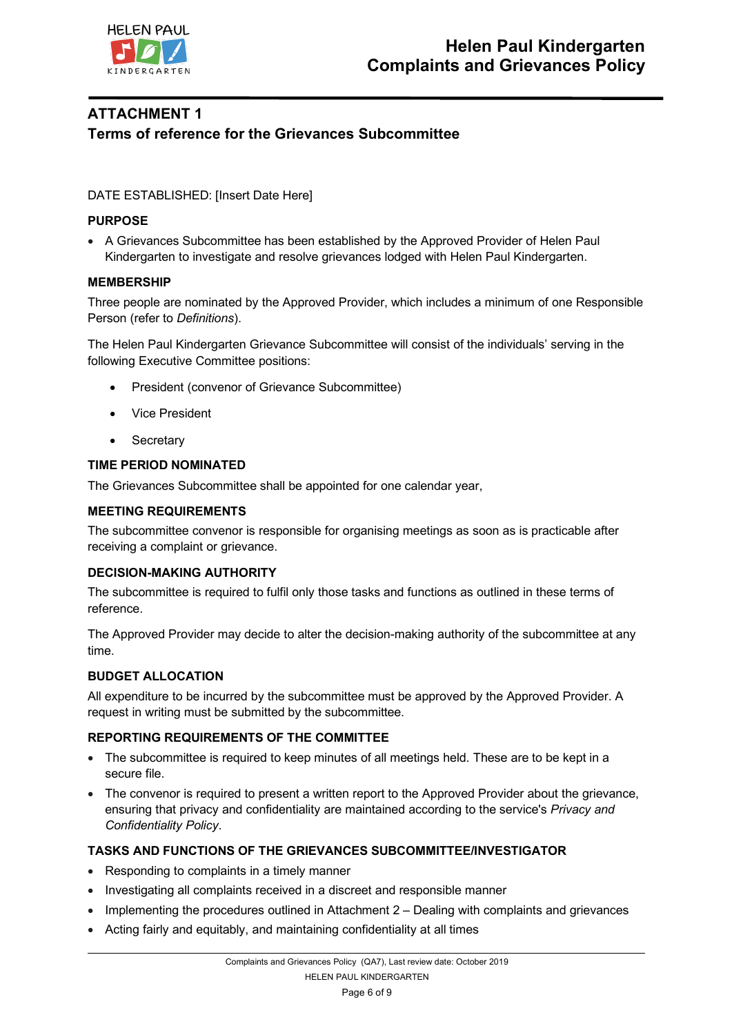# ATTACHMENT 1

## Terms of reference for the Grievances Subcommittee

DATE ESTABLISHED: [Insert Date Here]

### PURPOSE

- A Grievances Subcommittee has been established by the Approved Provider of Helen Paul Kindergarten to investigate and resolve grievances lodged with Helen Paul Kindergarten.

### MEMBERSHIP

Three people are nominated by the Approved Provider, which includes a minimum of one Responsible Person (refer to *Definitions*).

The Helen Paul Kindergarten Grievance Subcommittee will consist of the individuals' serving in the following Executive Committee positions:

- President (convenor of Grievance Subcommittee)
- Vice President
- Secretary

### TIME PERIOD NOMINATED

The Grievances Subcommittee shall be appointed for one calendar year,

### MEETING REQUIREMENTS

The subcommittee convenor is responsible for organising meetings as soon as is practicable after receiving a complaint or grievance.

### DECISION-MAKING AUTHORITY

The subcommittee is required to fulfil only those tasks and functions as outlined in these terms of reference.

The Approved Provider may decide to alter the decision-making authority of the subcommittee at any time.

### BUDGET ALLOCATION

All expenditure to be incurred by the subcommittee must be approved by the Approved Provider. A request in writing must be submitted by the subcommittee.

### REPORTING REQUIREMENTS OF THE COMMITTEE

- The subcommittee is required to keep minutes of all meetings held. These are to be kept in a secure file.
- The convenor is required to present a written report to the Approved Provider about the grievance, ensuring that privacy and confidentiality are maintained according to the service's *Privacy and Confidentiality Policy*.

### TASKS AND FUNCTIONS OF THE GRIEVANCES SUBCOMMITTEE/INVESTIGATOR

- Responding to complaints in a timely manner
- Investigating all complaints received in a discreet and responsible manner
- Implementing the procedures outlined in Attachment 2 – Dealing with complaints and grievances
- Acting fairly and equitably, and maintaining confidentiality at all times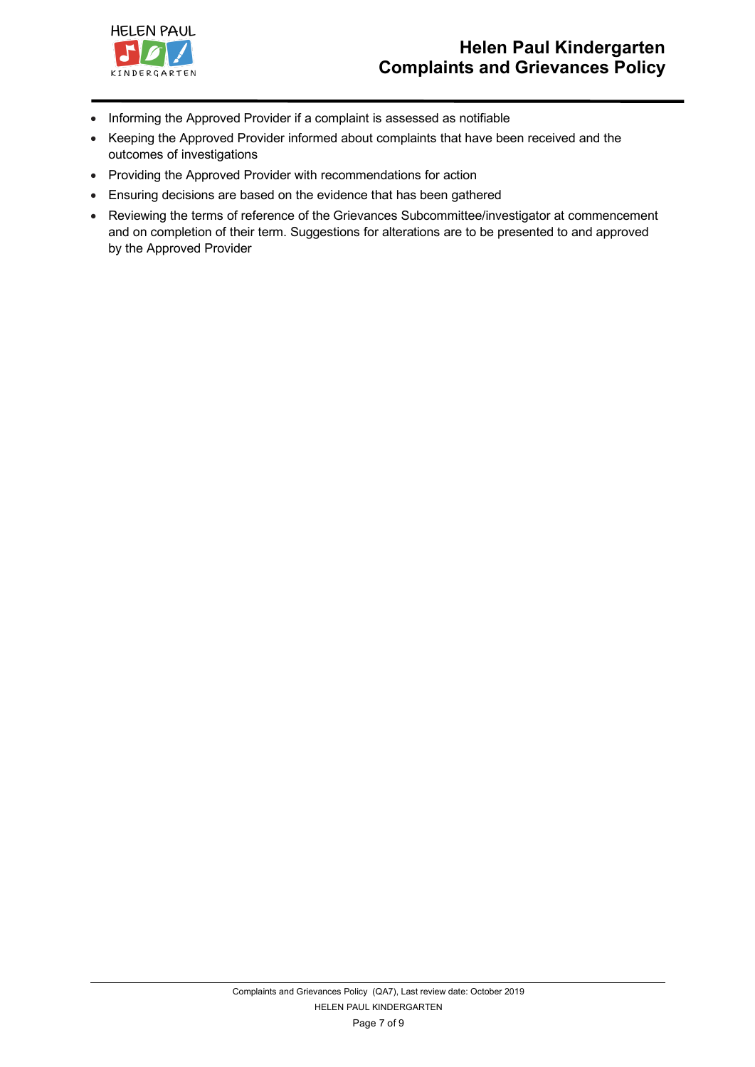- Informing the Approved Provider if a complaint is assessed as notifiable
- Keeping the Approved Provider informed about complaints that have been received and the outcomes of investigations
- Providing the Approved Provider with recommendations for action
- Ensuring decisions are based on the evidence that has been gathered
- Reviewing the terms of reference of the Grievances Subcommittee/investigator at commencement and on completion of their term. Suggestions for alterations are to be presented to and approved by the Approved Provider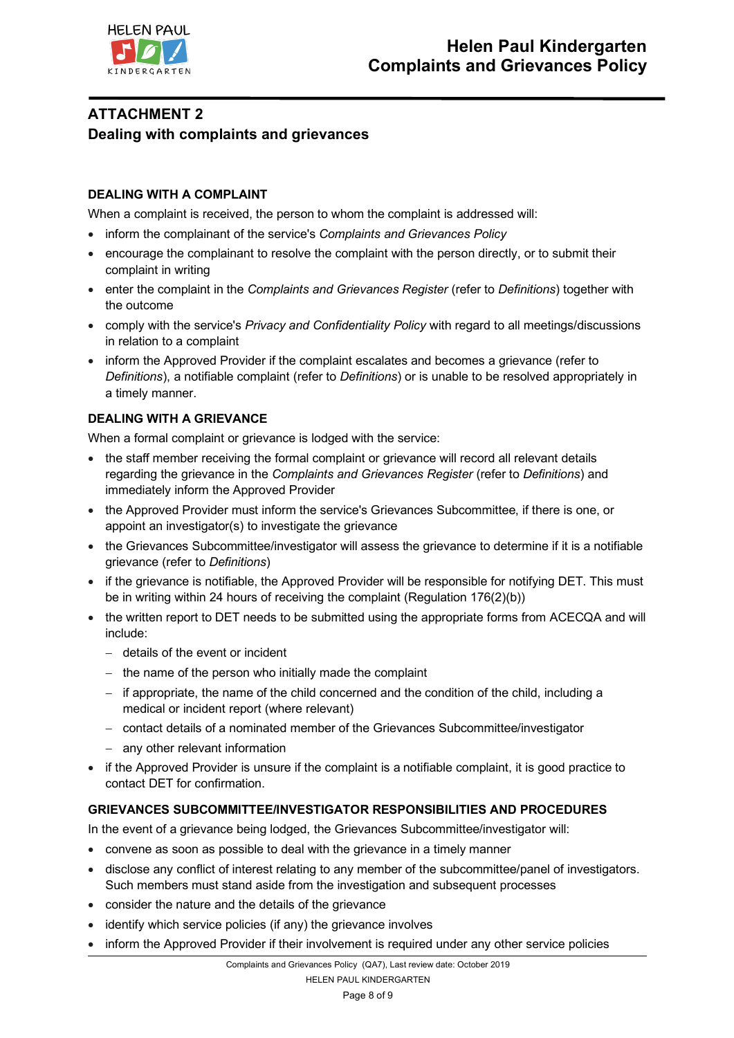## ATTACHMENT 2

## Dealing with complaints and grievances

### DEALING WITH A COMPLAINT

When a complaint is received, the person to whom the complaint is addressed will:

- inform the complainant of the service's *Complaints and Grievances Policy*
- encourage the complainant to resolve the complaint with the person directly, or to submit their complaint in writing
- enter the complaint in the *Complaints and Grievances Register* (refer to *Definitions*) together with the outcome
- comply with the service's *Privacy and Confidentiality Policy* with regard to all meetings/discussions in relation to a complaint
- inform the Approved Provider if the complaint escalates and becomes a grievance (refer to *Definitions*), a notifiable complaint (refer to *Definitions*) or is unable to be resolved appropriately in a timely manner.

### DEALING WITH A GRIEVANCE

When a formal complaint or grievance is lodged with the service:

- the staff member receiving the formal complaint or grievance will record all relevant details regarding the grievance in the *Complaints and Grievances Register* (refer to *Definitions*) and immediately inform the Approved Provider
- the Approved Provider must inform the service's Grievances Subcommittee, if there is one, or appoint an investigator(s) to investigate the grievance
- the Grievances Subcommittee/investigator will assess the grievance to determine if it is a notifiable grievance (refer to *Definitions*)
- if the grievance is notifiable, the Approved Provider will be responsible for notifying DET. This must be in writing within 24 hours of receiving the complaint (Regulation 176(2)(b))
- the written report to DET needs to be submitted using the appropriate forms from ACECQA and will include:
  - details of the event or incident
  - the name of the person who initially made the complaint
  - if appropriate, the name of the child concerned and the condition of the child, including a medical or incident report (where relevant)
  - contact details of a nominated member of the Grievances Subcommittee/investigator
  - any other relevant information
- if the Approved Provider is unsure if the complaint is a notifiable complaint, it is good practice to contact DET for confirmation.

### GRIEVANCES SUBCOMMITTEE/INVESTIGATOR RESPONSIBILITIES AND PROCEDURES

In the event of a grievance being lodged, the Grievances Subcommittee/investigator will:

- convene as soon as possible to deal with the grievance in a timely manner
- disclose any conflict of interest relating to any member of the subcommittee/panel of investigators. Such members must stand aside from the investigation and subsequent processes
- consider the nature and the details of the grievance
- identify which service policies (if any) the grievance involves
- inform the Approved Provider if their involvement is required under any other service policies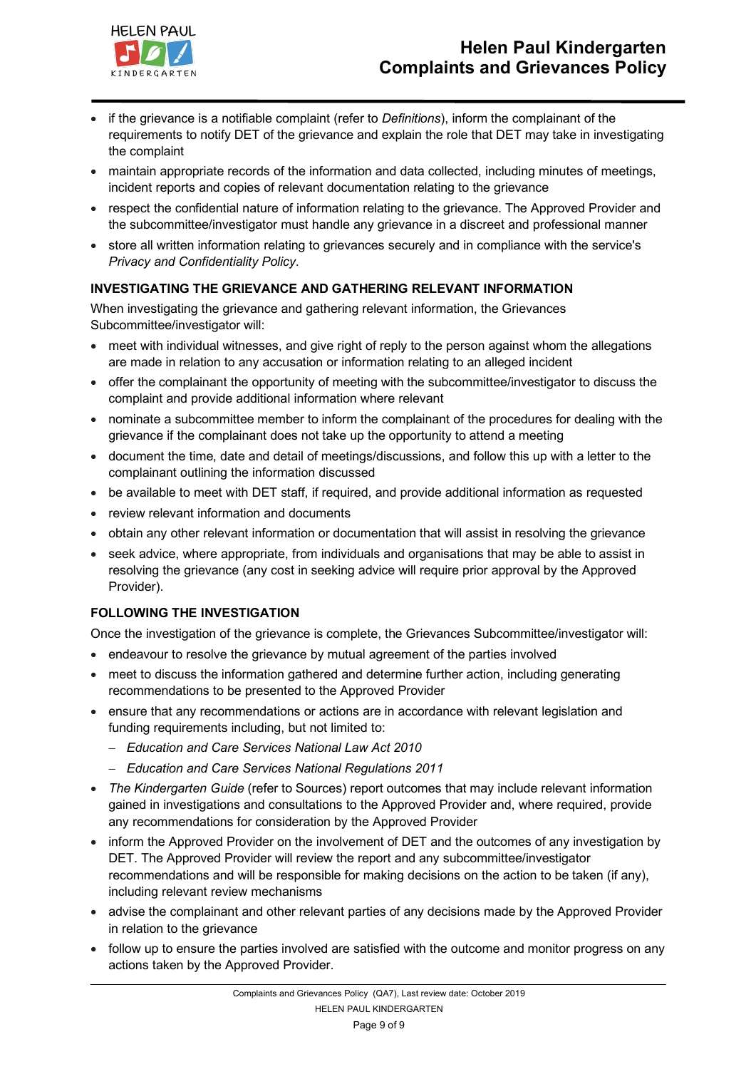- if the grievance is a notifiable complaint (refer to *Definitions*), inform the complainant of the requirements to notify DET of the grievance and explain the role that DET may take in investigating the complaint
- maintain appropriate records of the information and data collected, including minutes of meetings, incident reports and copies of relevant documentation relating to the grievance
- respect the confidential nature of information relating to the grievance. The Approved Provider and the subcommittee/investigator must handle any grievance in a discreet and professional manner
- store all written information relating to grievances securely and in compliance with the service's *Privacy and Confidentiality Policy*.

**INVESTIGATING THE GRIEVANCE AND GATHERING RELEVANT INFORMATION**

When investigating the grievance and gathering relevant information, the Grievances Subcommittee/investigator will:

- meet with individual witnesses, and give right of reply to the person against whom the allegations are made in relation to any accusation or information relating to an alleged incident
- offer the complainant the opportunity of meeting with the subcommittee/investigator to discuss the complaint and provide additional information where relevant
- nominate a subcommittee member to inform the complainant of the procedures for dealing with the grievance if the complainant does not take up the opportunity to attend a meeting
- document the time, date and detail of meetings/discussions, and follow this up with a letter to the complainant outlining the information discussed
- be available to meet with DET staff, if required, and provide additional information as requested
- review relevant information and documents
- obtain any other relevant information or documentation that will assist in resolving the grievance
- seek advice, where appropriate, from individuals and organisations that may be able to assist in resolving the grievance (any cost in seeking advice will require prior approval by the Approved Provider).

**FOLLOWING THE INVESTIGATION**

Once the investigation of the grievance is complete, the Grievances Subcommittee/investigator will:

- endeavour to resolve the grievance by mutual agreement of the parties involved
- meet to discuss the information gathered and determine further action, including generating recommendations to be presented to the Approved Provider
- ensure that any recommendations or actions are in accordance with relevant legislation and funding requirements including, but not limited to:
  - *Education and Care Services National Law Act 2010*
  - *Education and Care Services National Regulations 2011*
- *The Kindergarten Guide* (refer to Sources) report outcomes that may include relevant information gained in investigations and consultations to the Approved Provider and, where required, provide any recommendations for consideration by the Approved Provider
- inform the Approved Provider on the involvement of DET and the outcomes of any investigation by DET. The Approved Provider will review the report and any subcommittee/investigator recommendations and will be responsible for making decisions on the action to be taken (if any), including relevant review mechanisms
- advise the complainant and other relevant parties of any decisions made by the Approved Provider in relation to the grievance
- follow up to ensure the parties involved are satisfied with the outcome and monitor progress on any actions taken by the Approved Provider.